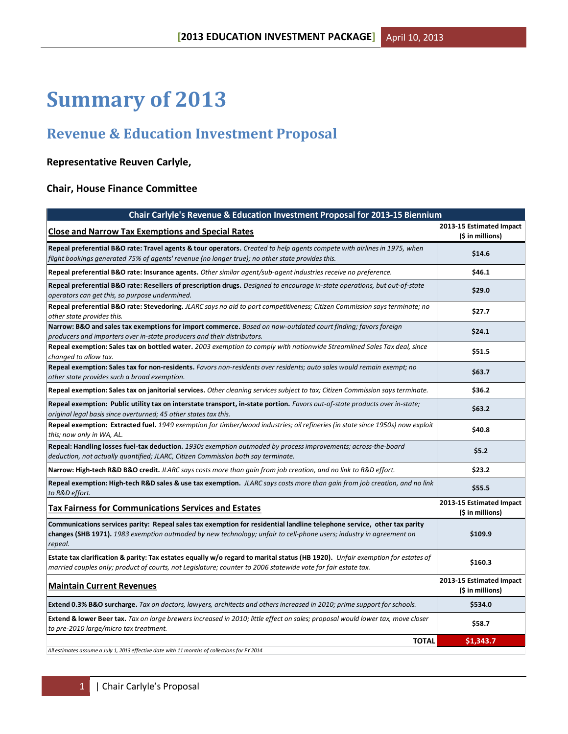# Summary of 2013

## Revenue & Education Investment Proposal

**Representative Reuven Carlyle,**

**Chair, House Finance Committee**

| Chair Carlyle's Revenue & Education Investment Proposal for 2013-15 Biennium | |
|---|---|
| **Close and Narrow Tax Exemptions and Special Rates** | **2013-15 Estimated Impact ($ in millions)** |
| **Repeal preferential B&O rate: Travel agents & tour operators.** *Created to help agents compete with airlines in 1975, when flight bookings generated 75% of agents' revenue (no longer true); no other state provides this.* | **$14.6** |
| **Repeal preferential B&O rate: Insurance agents.** *Other similar agent/sub-agent industries receive no preference.* | **$46.1** |
| **Repeal preferential B&O rate: Resellers of prescription drugs.** *Designed to encourage in-state operations, but out-of-state operators can get this, so purpose undermined.* | **$29.0** |
| **Repeal preferential B&O rate: Stevedoring.** *JLARC says no aid to port competitiveness; Citizen Commission says terminate; no other state provides this.* | **$27.7** |
| **Narrow: B&O and sales tax exemptions for import commerce.** *Based on now-outdated court finding; favors foreign producers and importers over in-state producers and their distributors.* | **$24.1** |
| **Repeal exemption: Sales tax on bottled water.** *2003 exemption to comply with nationwide Streamlined Sales Tax deal, since changed to allow tax.* | **$51.5** |
| **Repeal exemption: Sales tax for non-residents.** *Favors non-residents over residents; auto sales would remain exempt; no other state provides such a broad exemption.* | **$63.7** |
| **Repeal exemption: Sales tax on janitorial services.** *Other cleaning services subject to tax; Citizen Commission says terminate.* | **$36.2** |
| **Repeal exemption: Public utility tax on interstate transport, in-state portion.** *Favors out-of-state products over in-state; original legal basis since overturned; 45 other states tax this.* | **$63.2** |
| **Repeal exemption: Extracted fuel.** *1949 exemption for timber/wood industries; oil refineries (in state since 1950s) now exploit this; now only in WA, AL.* | **$40.8** |
| **Repeal: Handling losses fuel-tax deduction.** *1930s exemption outmoded by process improvements; across-the-board deduction, not actually quantified; JLARC, Citizen Commission both say terminate.* | **$5.2** |
| **Narrow: High-tech R&D B&O credit.** *JLARC says costs more than gain from job creation, and no link to R&D effort.* | **$23.2** |
| **Repeal exemption: High-tech R&D sales & use tax exemption.** *JLARC says costs more than gain from job creation, and no link to R&D effort.* | **$55.5** |
| **Tax Fairness for Communications Services and Estates** | **2013-15 Estimated Impact ($ in millions)** |
| **Communications services parity: Repeal sales tax exemption for residential landline telephone service, other tax parity changes (SHB 1971).** *1983 exemption outmoded by new technology; unfair to cell-phone users; industry in agreement on repeal.* | **$109.9** |
| **Estate tax clarification & parity: Tax estates equally w/o regard to marital status (HB 1920).** *Unfair exemption for estates of married couples only; product of courts, not Legislature; counter to 2006 statewide vote for fair estate tax.* | **$160.3** |
| **Maintain Current Revenues** | **2013-15 Estimated Impact ($ in millions)** |
| **Extend 0.3% B&O surcharge.** *Tax on doctors, lawyers, architects and others increased in 2010; prime support for schools.* | **$534.0** |
| **Extend & lower Beer tax.** *Tax on large brewers increased in 2010; little effect on sales; proposal would lower tax, move closer to pre-2010 large/micro tax treatment.* | **$58.7** |
| **TOTAL** | **$1,343.7** |

*All estimates assume a July 1, 2013 effective date with 11 months of collections for FY 2014*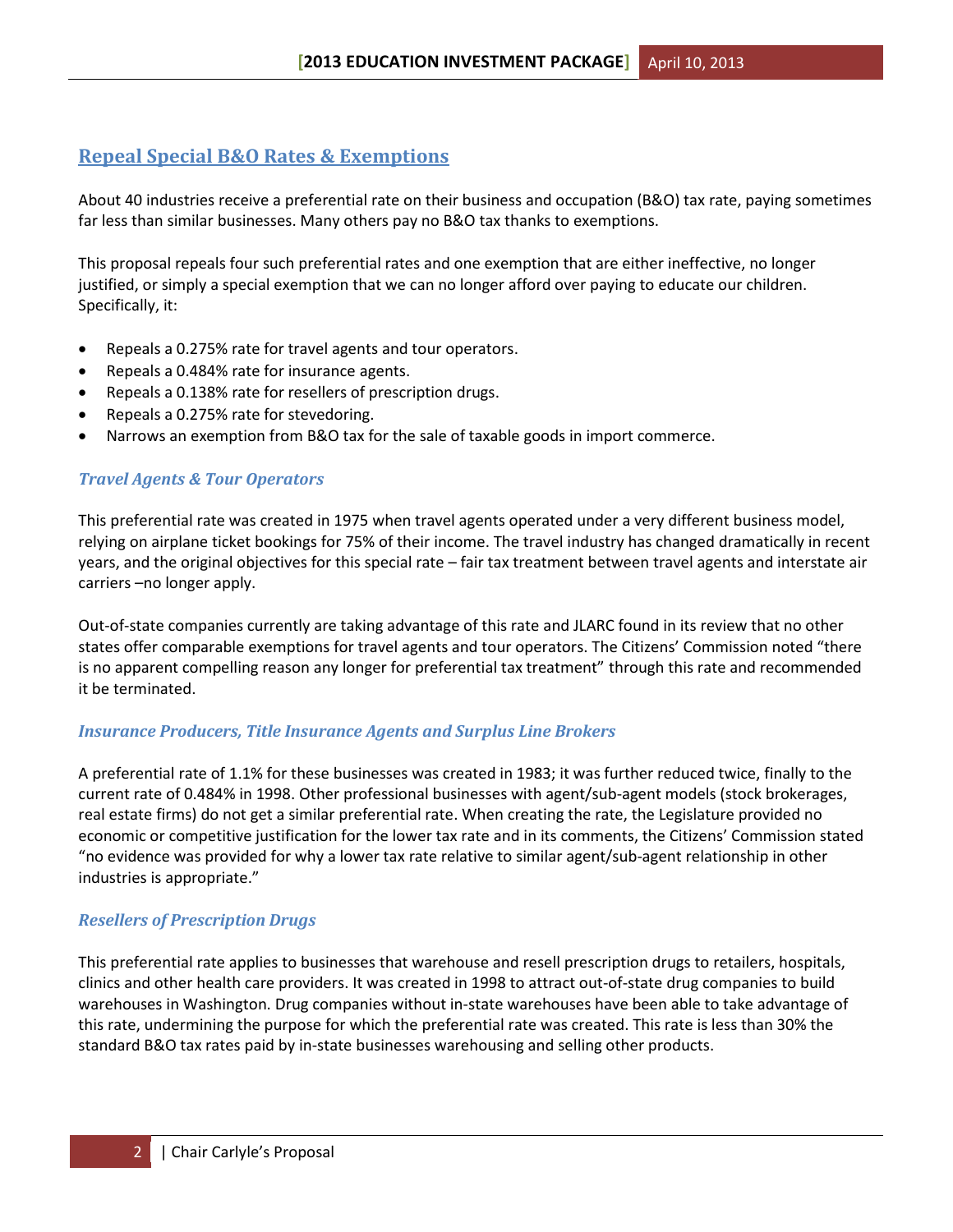## Repeal Special B&O Rates & Exemptions

About 40 industries receive a preferential rate on their business and occupation (B&O) tax rate, paying sometimes far less than similar businesses. Many others pay no B&O tax thanks to exemptions.

This proposal repeals four such preferential rates and one exemption that are either ineffective, no longer justified, or simply a special exemption that we can no longer afford over paying to educate our children. Specifically, it:

- Repeals a 0.275% rate for travel agents and tour operators.
- Repeals a 0.484% rate for insurance agents.
- Repeals a 0.138% rate for resellers of prescription drugs.
- Repeals a 0.275% rate for stevedoring.
- Narrows an exemption from B&O tax for the sale of taxable goods in import commerce.

### *Travel Agents & Tour Operators*

This preferential rate was created in 1975 when travel agents operated under a very different business model, relying on airplane ticket bookings for 75% of their income. The travel industry has changed dramatically in recent years, and the original objectives for this special rate – fair tax treatment between travel agents and interstate air carriers –no longer apply.

Out-of-state companies currently are taking advantage of this rate and JLARC found in its review that no other states offer comparable exemptions for travel agents and tour operators. The Citizens' Commission noted "there is no apparent compelling reason any longer for preferential tax treatment" through this rate and recommended it be terminated.

### *Insurance Producers, Title Insurance Agents and Surplus Line Brokers*

A preferential rate of 1.1% for these businesses was created in 1983; it was further reduced twice, finally to the current rate of 0.484% in 1998. Other professional businesses with agent/sub-agent models (stock brokerages, real estate firms) do not get a similar preferential rate. When creating the rate, the Legislature provided no economic or competitive justification for the lower tax rate and in its comments, the Citizens' Commission stated "no evidence was provided for why a lower tax rate relative to similar agent/sub-agent relationship in other industries is appropriate."

### *Resellers of Prescription Drugs*

This preferential rate applies to businesses that warehouse and resell prescription drugs to retailers, hospitals, clinics and other health care providers. It was created in 1998 to attract out-of-state drug companies to build warehouses in Washington. Drug companies without in-state warehouses have been able to take advantage of this rate, undermining the purpose for which the preferential rate was created. This rate is less than 30% the standard B&O tax rates paid by in-state businesses warehousing and selling other products.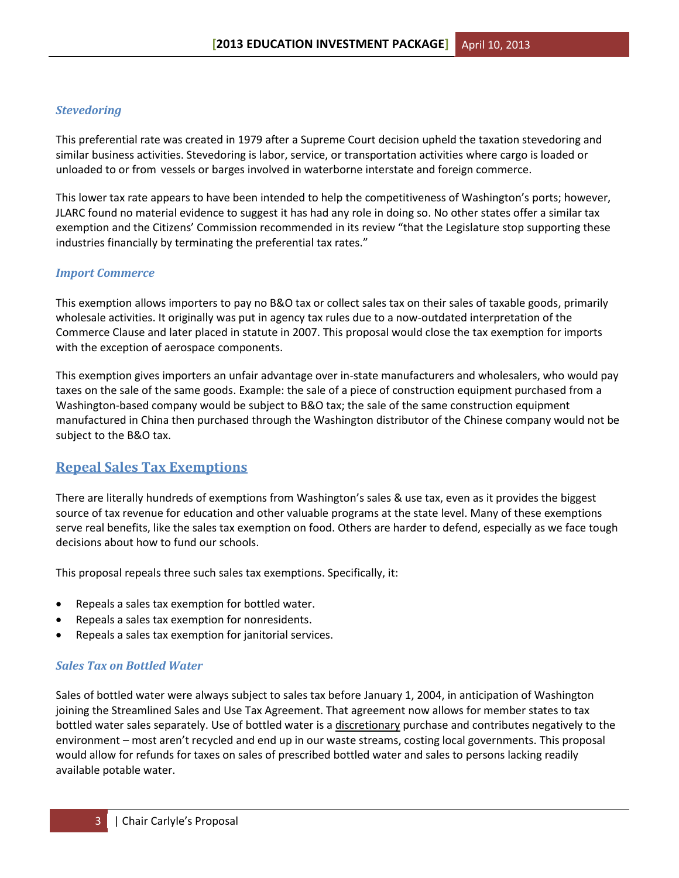### *Stevedoring*

This preferential rate was created in 1979 after a Supreme Court decision upheld the taxation stevedoring and similar business activities. Stevedoring is labor, service, or transportation activities where cargo is loaded or unloaded to or from vessels or barges involved in waterborne interstate and foreign commerce.

This lower tax rate appears to have been intended to help the competitiveness of Washington's ports; however, JLARC found no material evidence to suggest it has had any role in doing so. No other states offer a similar tax exemption and the Citizens' Commission recommended in its review "that the Legislature stop supporting these industries financially by terminating the preferential tax rates."

### *Import Commerce*

This exemption allows importers to pay no B&O tax or collect sales tax on their sales of taxable goods, primarily wholesale activities. It originally was put in agency tax rules due to a now-outdated interpretation of the Commerce Clause and later placed in statute in 2007. This proposal would close the tax exemption for imports with the exception of aerospace components.

This exemption gives importers an unfair advantage over in-state manufacturers and wholesalers, who would pay taxes on the sale of the same goods. Example: the sale of a piece of construction equipment purchased from a Washington-based company would be subject to B&O tax; the sale of the same construction equipment manufactured in China then purchased through the Washington distributor of the Chinese company would not be subject to the B&O tax.

## Repeal Sales Tax Exemptions

There are literally hundreds of exemptions from Washington's sales & use tax, even as it provides the biggest source of tax revenue for education and other valuable programs at the state level. Many of these exemptions serve real benefits, like the sales tax exemption on food. Others are harder to defend, especially as we face tough decisions about how to fund our schools.

This proposal repeals three such sales tax exemptions. Specifically, it:

- Repeals a sales tax exemption for bottled water.
- Repeals a sales tax exemption for nonresidents.
- Repeals a sales tax exemption for janitorial services.

### *Sales Tax on Bottled Water*

Sales of bottled water were always subject to sales tax before January 1, 2004, in anticipation of Washington joining the Streamlined Sales and Use Tax Agreement. That agreement now allows for member states to tax bottled water sales separately. Use of bottled water is a discretionary purchase and contributes negatively to the environment – most aren't recycled and end up in our waste streams, costing local governments. This proposal would allow for refunds for taxes on sales of prescribed bottled water and sales to persons lacking readily available potable water.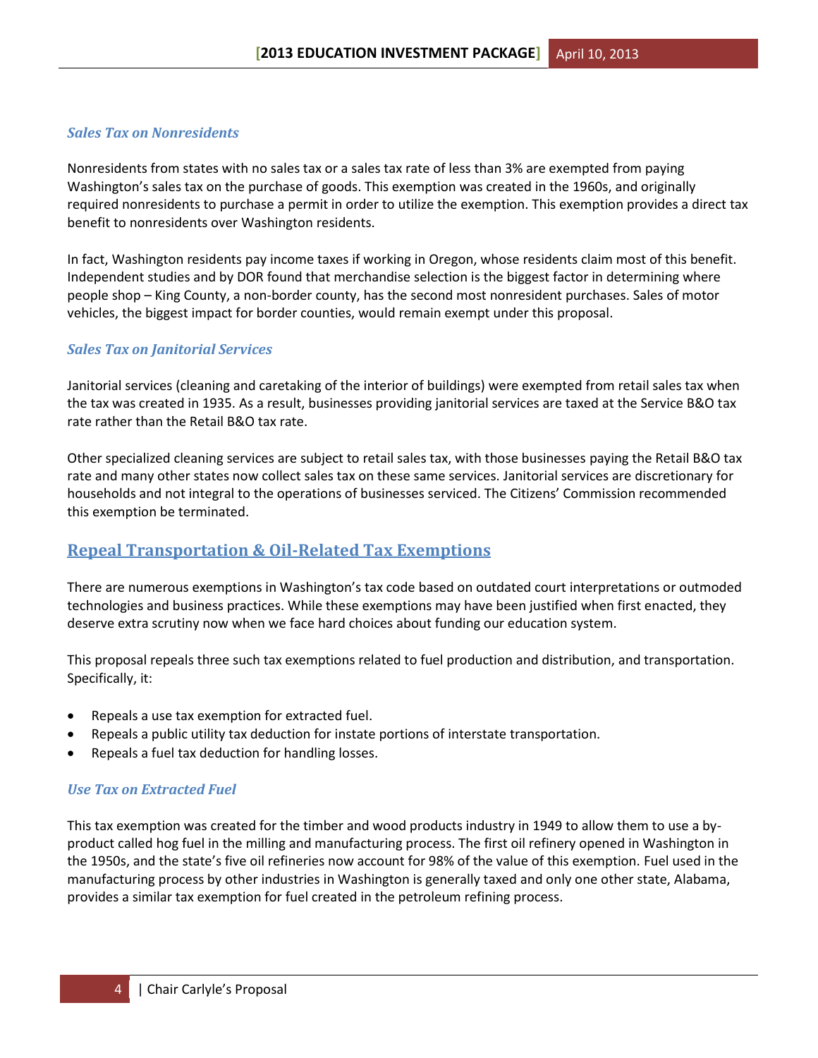### *Sales Tax on Nonresidents*

Nonresidents from states with no sales tax or a sales tax rate of less than 3% are exempted from paying Washington's sales tax on the purchase of goods. This exemption was created in the 1960s, and originally required nonresidents to purchase a permit in order to utilize the exemption. This exemption provides a direct tax benefit to nonresidents over Washington residents.

In fact, Washington residents pay income taxes if working in Oregon, whose residents claim most of this benefit. Independent studies and by DOR found that merchandise selection is the biggest factor in determining where people shop – King County, a non-border county, has the second most nonresident purchases. Sales of motor vehicles, the biggest impact for border counties, would remain exempt under this proposal.

### *Sales Tax on Janitorial Services*

Janitorial services (cleaning and caretaking of the interior of buildings) were exempted from retail sales tax when the tax was created in 1935. As a result, businesses providing janitorial services are taxed at the Service B&O tax rate rather than the Retail B&O tax rate.

Other specialized cleaning services are subject to retail sales tax, with those businesses paying the Retail B&O tax rate and many other states now collect sales tax on these same services. Janitorial services are discretionary for households and not integral to the operations of businesses serviced. The Citizens' Commission recommended this exemption be terminated.

## Repeal Transportation & Oil-Related Tax Exemptions

There are numerous exemptions in Washington's tax code based on outdated court interpretations or outmoded technologies and business practices. While these exemptions may have been justified when first enacted, they deserve extra scrutiny now when we face hard choices about funding our education system.

This proposal repeals three such tax exemptions related to fuel production and distribution, and transportation. Specifically, it:

- Repeals a use tax exemption for extracted fuel.
- Repeals a public utility tax deduction for instate portions of interstate transportation.
- Repeals a fuel tax deduction for handling losses.

### *Use Tax on Extracted Fuel*

This tax exemption was created for the timber and wood products industry in 1949 to allow them to use a by-product called hog fuel in the milling and manufacturing process. The first oil refinery opened in Washington in the 1950s, and the state's five oil refineries now account for 98% of the value of this exemption. Fuel used in the manufacturing process by other industries in Washington is generally taxed and only one other state, Alabama, provides a similar tax exemption for fuel created in the petroleum refining process.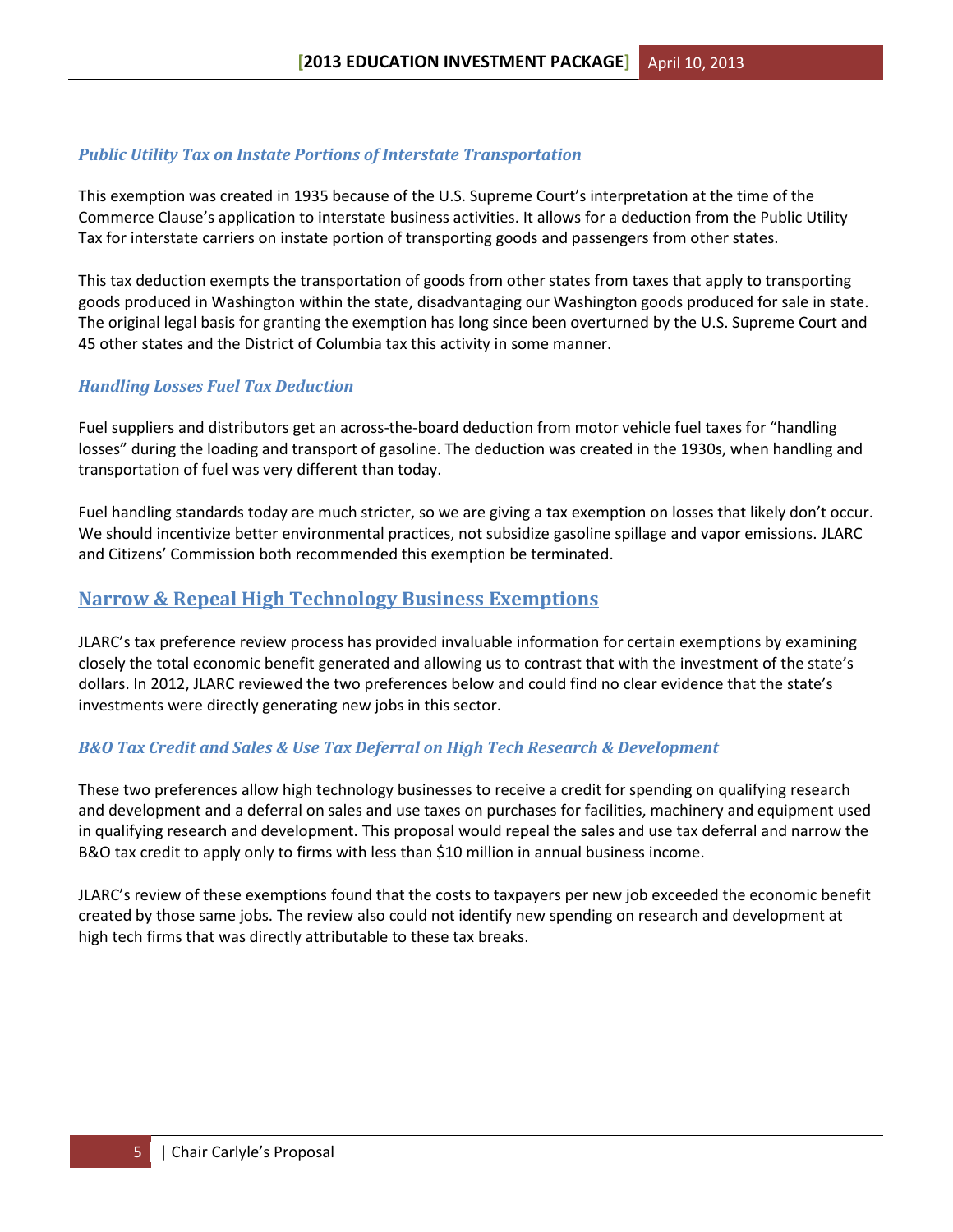### *Public Utility Tax on Instate Portions of Interstate Transportation*

This exemption was created in 1935 because of the U.S. Supreme Court's interpretation at the time of the Commerce Clause's application to interstate business activities. It allows for a deduction from the Public Utility Tax for interstate carriers on instate portion of transporting goods and passengers from other states.

This tax deduction exempts the transportation of goods from other states from taxes that apply to transporting goods produced in Washington within the state, disadvantaging our Washington goods produced for sale in state. The original legal basis for granting the exemption has long since been overturned by the U.S. Supreme Court and 45 other states and the District of Columbia tax this activity in some manner.

### *Handling Losses Fuel Tax Deduction*

Fuel suppliers and distributors get an across-the-board deduction from motor vehicle fuel taxes for "handling losses" during the loading and transport of gasoline. The deduction was created in the 1930s, when handling and transportation of fuel was very different than today.

Fuel handling standards today are much stricter, so we are giving a tax exemption on losses that likely don't occur. We should incentivize better environmental practices, not subsidize gasoline spillage and vapor emissions. JLARC and Citizens' Commission both recommended this exemption be terminated.

## Narrow & Repeal High Technology Business Exemptions

JLARC's tax preference review process has provided invaluable information for certain exemptions by examining closely the total economic benefit generated and allowing us to contrast that with the investment of the state's dollars. In 2012, JLARC reviewed the two preferences below and could find no clear evidence that the state's investments were directly generating new jobs in this sector.

### *B&O Tax Credit and Sales & Use Tax Deferral on High Tech Research & Development*

These two preferences allow high technology businesses to receive a credit for spending on qualifying research and development and a deferral on sales and use taxes on purchases for facilities, machinery and equipment used in qualifying research and development. This proposal would repeal the sales and use tax deferral and narrow the B&O tax credit to apply only to firms with less than $10 million in annual business income.

JLARC's review of these exemptions found that the costs to taxpayers per new job exceeded the economic benefit created by those same jobs. The review also could not identify new spending on research and development at high tech firms that was directly attributable to these tax breaks.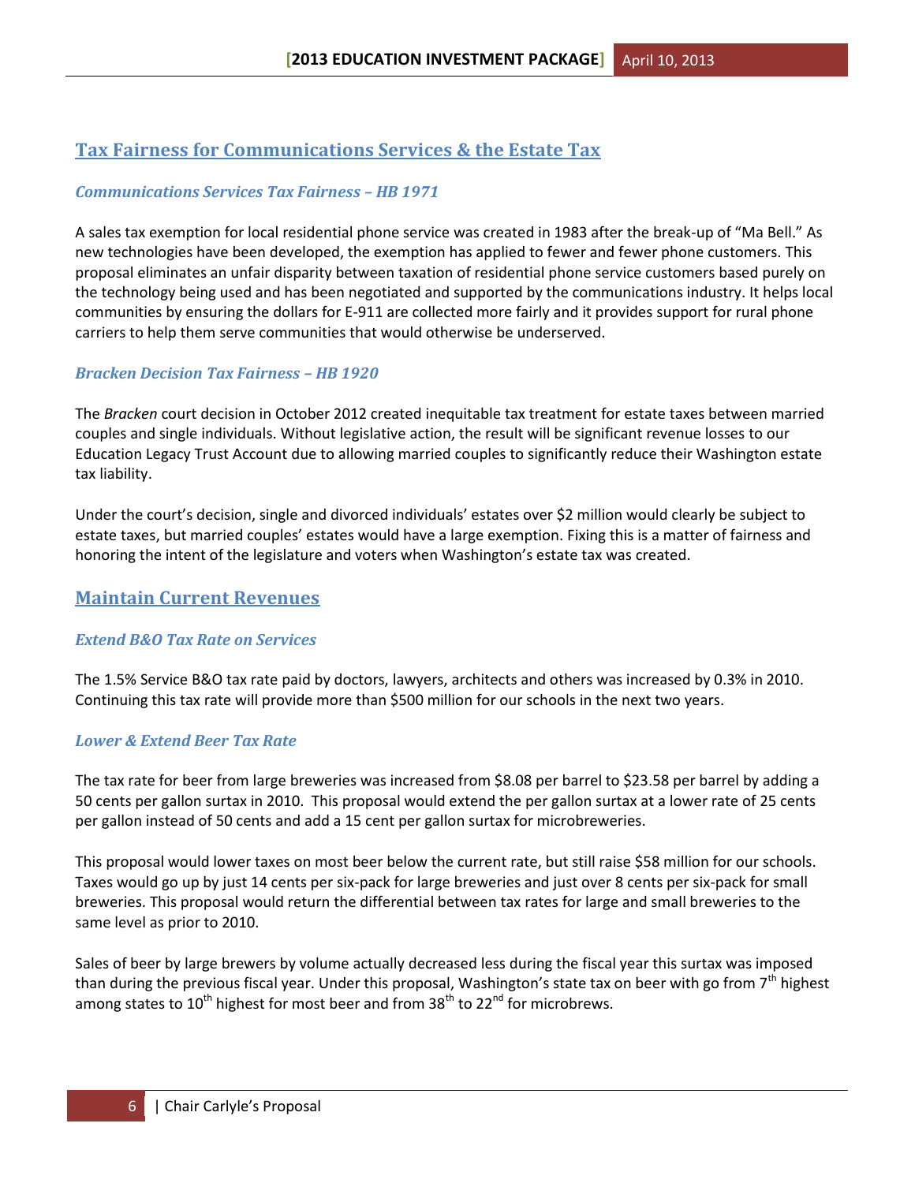## Tax Fairness for Communications Services & the Estate Tax

### *Communications Services Tax Fairness – HB 1971*

A sales tax exemption for local residential phone service was created in 1983 after the break-up of "Ma Bell." As new technologies have been developed, the exemption has applied to fewer and fewer phone customers. This proposal eliminates an unfair disparity between taxation of residential phone service customers based purely on the technology being used and has been negotiated and supported by the communications industry. It helps local communities by ensuring the dollars for E-911 are collected more fairly and it provides support for rural phone carriers to help them serve communities that would otherwise be underserved.

### *Bracken Decision Tax Fairness – HB 1920*

The *Bracken* court decision in October 2012 created inequitable tax treatment for estate taxes between married couples and single individuals. Without legislative action, the result will be significant revenue losses to our Education Legacy Trust Account due to allowing married couples to significantly reduce their Washington estate tax liability.

Under the court's decision, single and divorced individuals' estates over $2 million would clearly be subject to estate taxes, but married couples' estates would have a large exemption. Fixing this is a matter of fairness and honoring the intent of the legislature and voters when Washington's estate tax was created.

## Maintain Current Revenues

### *Extend B&O Tax Rate on Services*

The 1.5% Service B&O tax rate paid by doctors, lawyers, architects and others was increased by 0.3% in 2010. Continuing this tax rate will provide more than $500 million for our schools in the next two years.

### *Lower & Extend Beer Tax Rate*

The tax rate for beer from large breweries was increased from $8.08 per barrel to $23.58 per barrel by adding a 50 cents per gallon surtax in 2010. This proposal would extend the per gallon surtax at a lower rate of 25 cents per gallon instead of 50 cents and add a 15 cent per gallon surtax for microbreweries.

This proposal would lower taxes on most beer below the current rate, but still raise $58 million for our schools. Taxes would go up by just 14 cents per six-pack for large breweries and just over 8 cents per six-pack for small breweries. This proposal would return the differential between tax rates for large and small breweries to the same level as prior to 2010.

Sales of beer by large brewers by volume actually decreased less during the fiscal year this surtax was imposed than during the previous fiscal year. Under this proposal, Washington's state tax on beer with go from 7th highest among states to 10th highest for most beer and from 38th to 22nd for microbrews.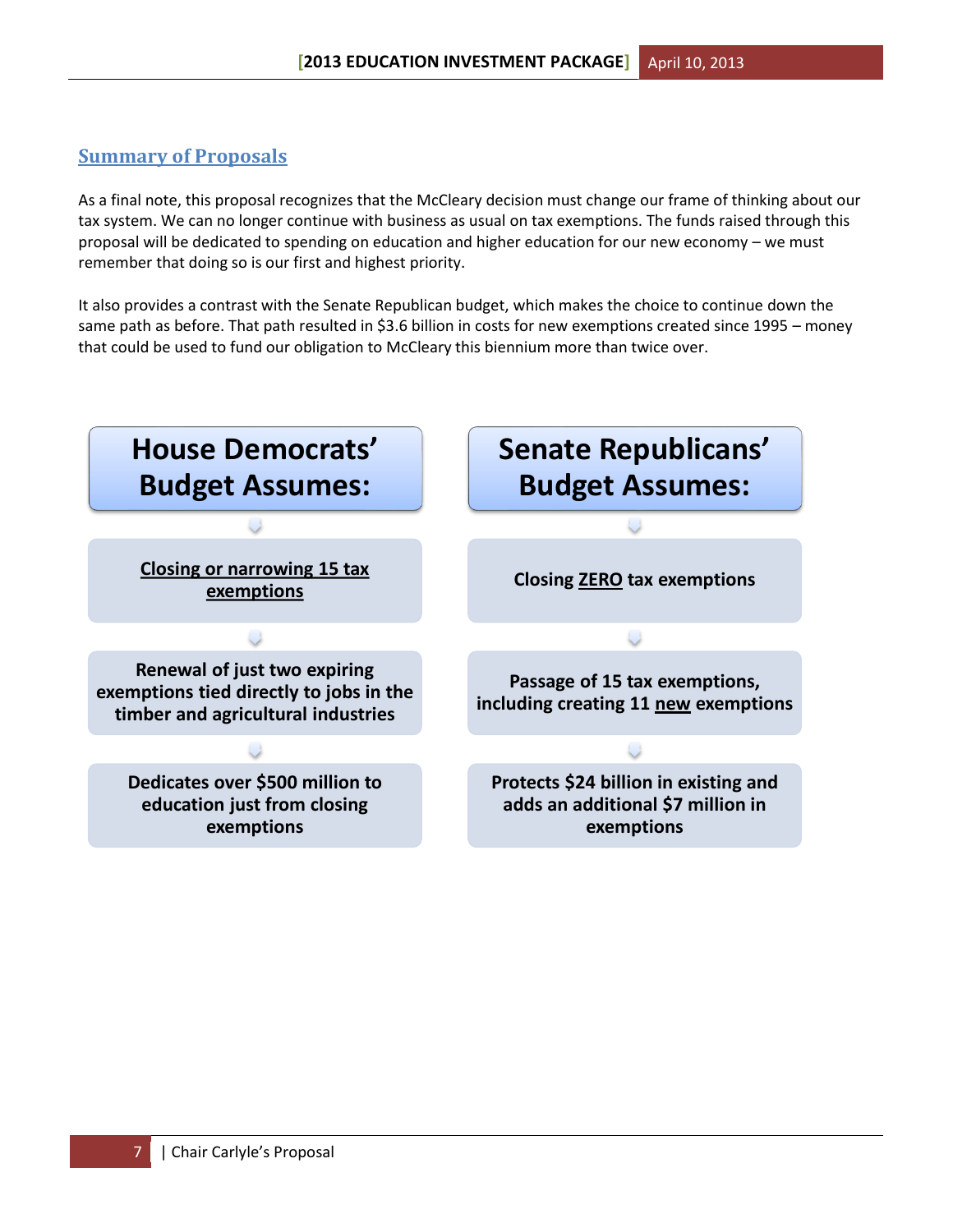## Summary of Proposals

As a final note, this proposal recognizes that the McCleary decision must change our frame of thinking about our tax system. We can no longer continue with business as usual on tax exemptions. The funds raised through this proposal will be dedicated to spending on education and higher education for our new economy – we must remember that doing so is our first and highest priority.

It also provides a contrast with the Senate Republican budget, which makes the choice to continue down the same path as before. That path resulted in $3.6 billion in costs for new exemptions created since 1995 – money that could be used to fund our obligation to McCleary this biennium more than twice over.

| House Democrats' Budget Assumes: | Senate Republicans' Budget Assumes: |
|---|---|
| **Closing or narrowing 15 tax exemptions** | **Closing ZERO tax exemptions** |
| **Renewal of just two expiring exemptions tied directly to jobs in the timber and agricultural industries** | **Passage of 15 tax exemptions, including creating 11 new exemptions** |
| **Dedicates over $500 million to education just from closing exemptions** | **Protects $24 billion in existing and adds an additional $7 million in exemptions** |